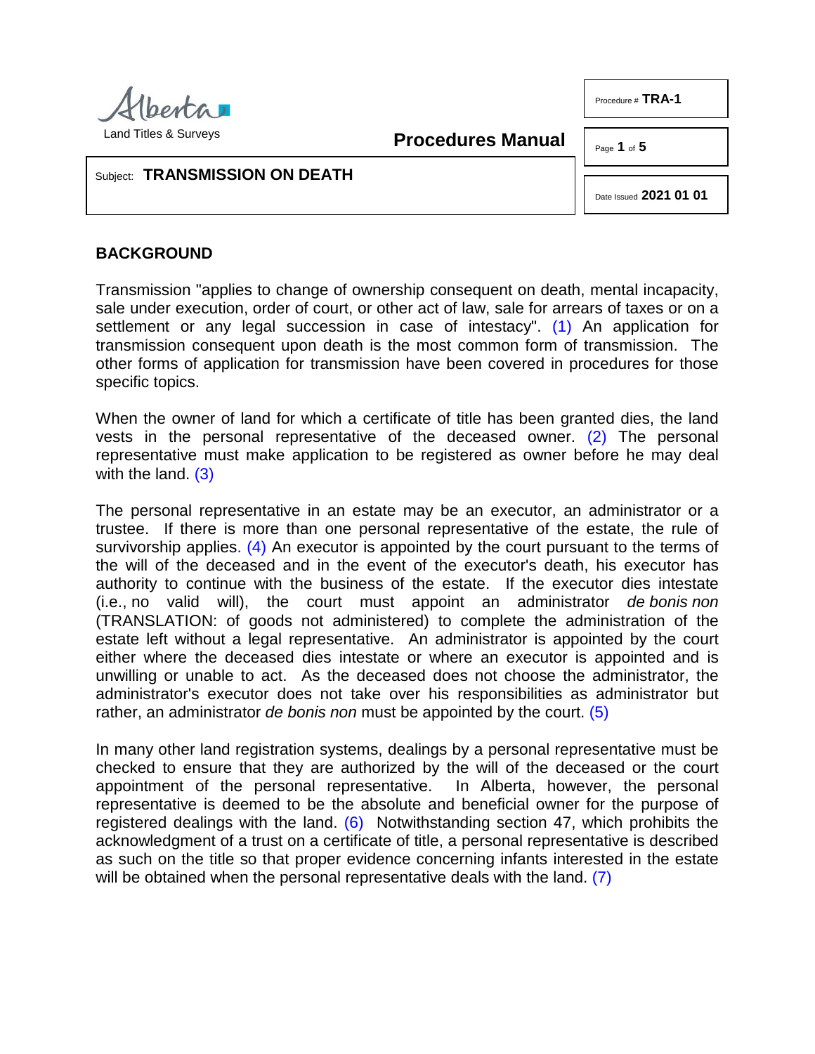Alberta
Land Titles & Surveys

**Procedures Manual**

Procedure # **TRA-1**

Date Issued **2021 01 01**

Subject: **TRANSMISSION ON DEATH**

## BACKGROUND

Transmission "applies to change of ownership consequent on death, mental incapacity, sale under execution, order of court, or other act of law, sale for arrears of taxes or on a settlement or any legal succession in case of intestacy". (1) An application for transmission consequent upon death is the most common form of transmission. The other forms of application for transmission have been covered in procedures for those specific topics.

When the owner of land for which a certificate of title has been granted dies, the land vests in the personal representative of the deceased owner. (2) The personal representative must make application to be registered as owner before he may deal with the land. (3)

The personal representative in an estate may be an executor, an administrator or a trustee. If there is more than one personal representative of the estate, the rule of survivorship applies. (4) An executor is appointed by the court pursuant to the terms of the will of the deceased and in the event of the executor's death, his executor has authority to continue with the business of the estate. If the executor dies intestate (i.e., no valid will), the court must appoint an administrator *de bonis non* (TRANSLATION: of goods not administered) to complete the administration of the estate left without a legal representative. An administrator is appointed by the court either where the deceased dies intestate or where an executor is appointed and is unwilling or unable to act. As the deceased does not choose the administrator, the administrator's executor does not take over his responsibilities as administrator but rather, an administrator *de bonis non* must be appointed by the court. (5)

In many other land registration systems, dealings by a personal representative must be checked to ensure that they are authorized by the will of the deceased or the court appointment of the personal representative. In Alberta, however, the personal representative is deemed to be the absolute and beneficial owner for the purpose of registered dealings with the land. (6) Notwithstanding section 47, which prohibits the acknowledgment of a trust on a certificate of title, a personal representative is described as such on the title so that proper evidence concerning infants interested in the estate will be obtained when the personal representative deals with the land. (7)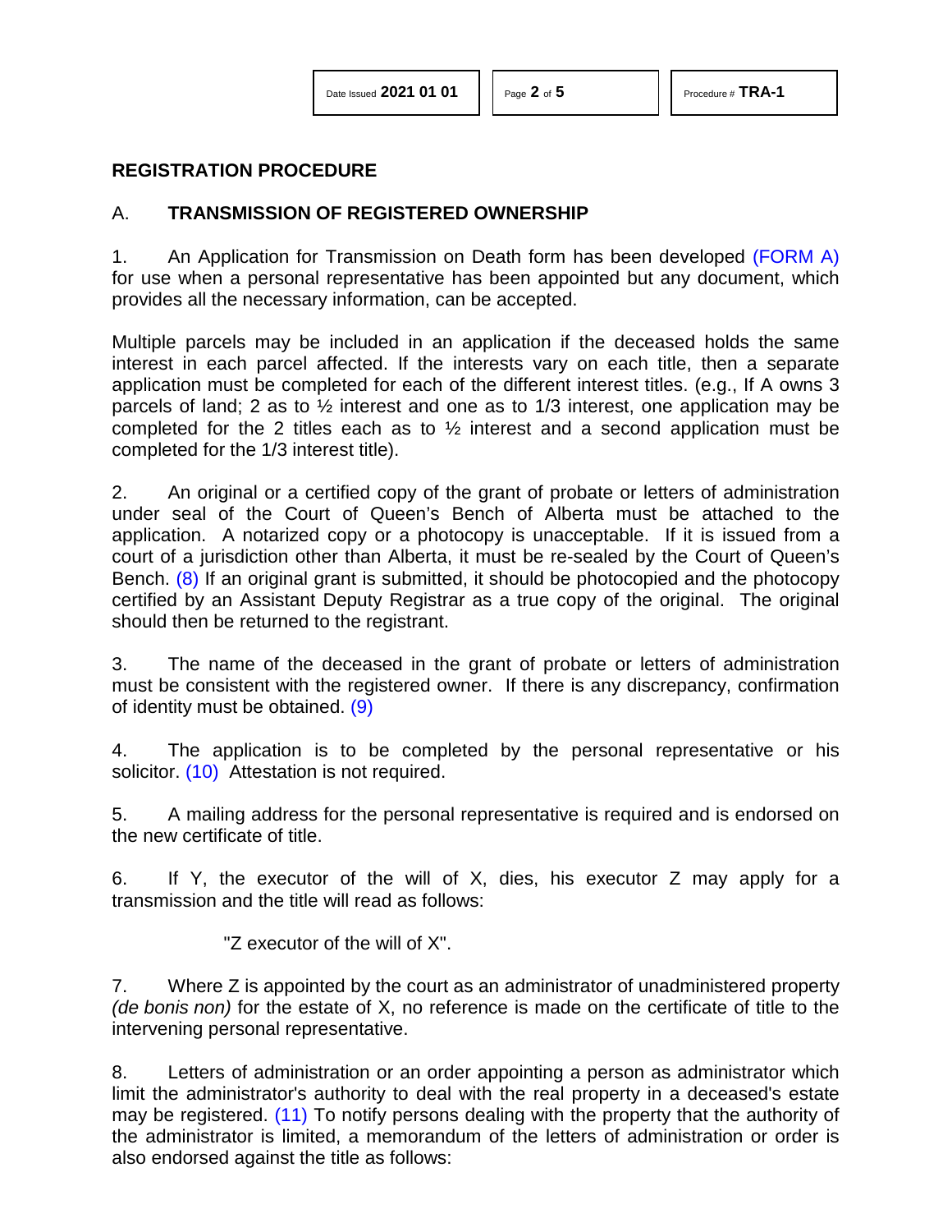## REGISTRATION PROCEDURE

### A. TRANSMISSION OF REGISTERED OWNERSHIP

1. An Application for Transmission on Death form has been developed (FORM A) for use when a personal representative has been appointed but any document, which provides all the necessary information, can be accepted.

Multiple parcels may be included in an application if the deceased holds the same interest in each parcel affected. If the interests vary on each title, then a separate application must be completed for each of the different interest titles. (e.g., If A owns 3 parcels of land; 2 as to ½ interest and one as to 1/3 interest, one application may be completed for the 2 titles each as to ½ interest and a second application must be completed for the 1/3 interest title).

2. An original or a certified copy of the grant of probate or letters of administration under seal of the Court of Queen's Bench of Alberta must be attached to the application. A notarized copy or a photocopy is unacceptable. If it is issued from a court of a jurisdiction other than Alberta, it must be re-sealed by the Court of Queen's Bench. (8) If an original grant is submitted, it should be photocopied and the photocopy certified by an Assistant Deputy Registrar as a true copy of the original. The original should then be returned to the registrant.

3. The name of the deceased in the grant of probate or letters of administration must be consistent with the registered owner. If there is any discrepancy, confirmation of identity must be obtained. (9)

4. The application is to be completed by the personal representative or his solicitor. (10) Attestation is not required.

5. A mailing address for the personal representative is required and is endorsed on the new certificate of title.

6. If Y, the executor of the will of X, dies, his executor Z may apply for a transmission and the title will read as follows:

"Z executor of the will of X".

7. Where Z is appointed by the court as an administrator of unadministered property *(de bonis non)* for the estate of X, no reference is made on the certificate of title to the intervening personal representative.

8. Letters of administration or an order appointing a person as administrator which limit the administrator's authority to deal with the real property in a deceased's estate may be registered. (11) To notify persons dealing with the property that the authority of the administrator is limited, a memorandum of the letters of administration or order is also endorsed against the title as follows: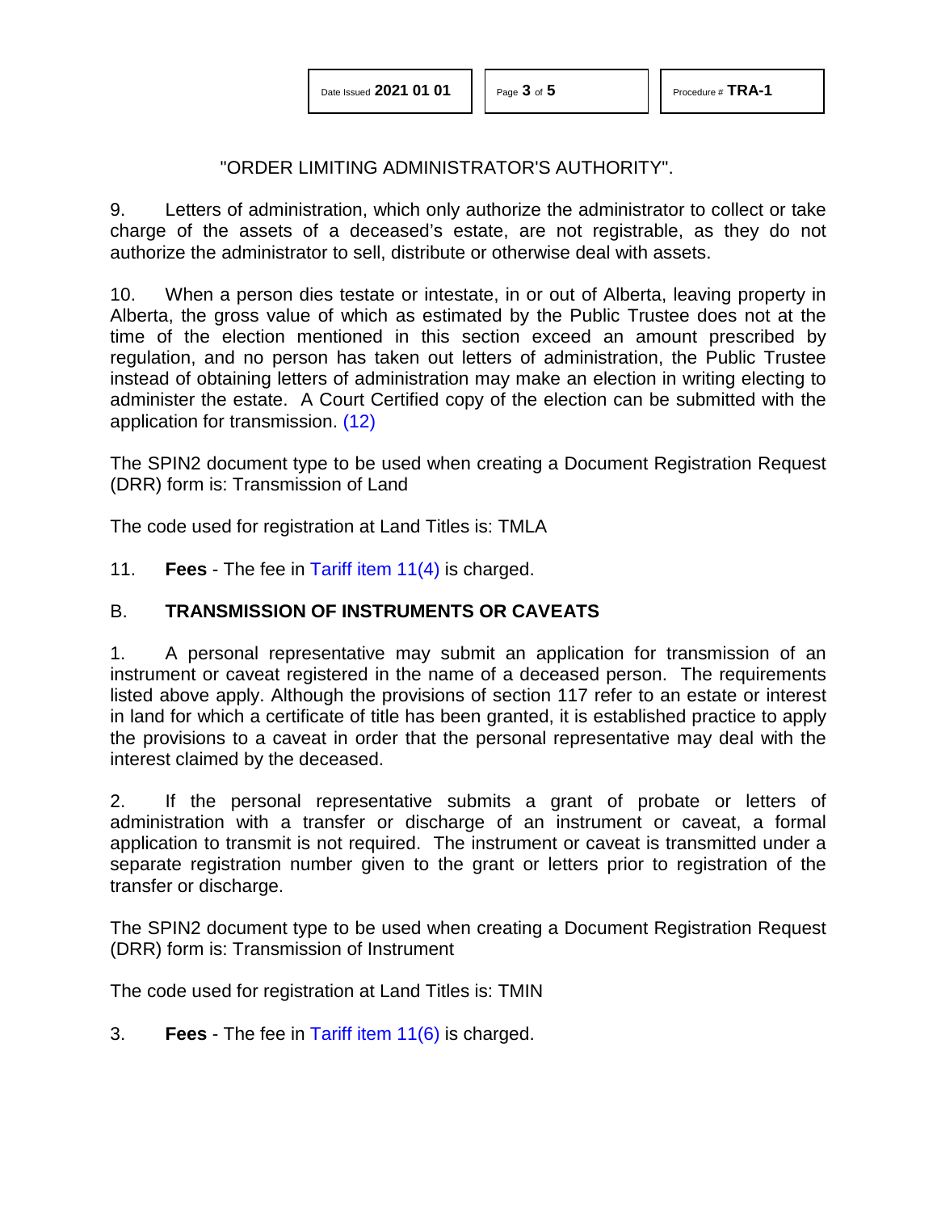"ORDER LIMITING ADMINISTRATOR'S AUTHORITY".

9. Letters of administration, which only authorize the administrator to collect or take charge of the assets of a deceased's estate, are not registrable, as they do not authorize the administrator to sell, distribute or otherwise deal with assets.

10. When a person dies testate or intestate, in or out of Alberta, leaving property in Alberta, the gross value of which as estimated by the Public Trustee does not at the time of the election mentioned in this section exceed an amount prescribed by regulation, and no person has taken out letters of administration, the Public Trustee instead of obtaining letters of administration may make an election in writing electing to administer the estate. A Court Certified copy of the election can be submitted with the application for transmission. (12)

The SPIN2 document type to be used when creating a Document Registration Request (DRR) form is: Transmission of Land

The code used for registration at Land Titles is: TMLA

11. **Fees** - The fee in Tariff item 11(4) is charged.

## B. TRANSMISSION OF INSTRUMENTS OR CAVEATS

1. A personal representative may submit an application for transmission of an instrument or caveat registered in the name of a deceased person. The requirements listed above apply. Although the provisions of section 117 refer to an estate or interest in land for which a certificate of title has been granted, it is established practice to apply the provisions to a caveat in order that the personal representative may deal with the interest claimed by the deceased.

2. If the personal representative submits a grant of probate or letters of administration with a transfer or discharge of an instrument or caveat, a formal application to transmit is not required. The instrument or caveat is transmitted under a separate registration number given to the grant or letters prior to registration of the transfer or discharge.

The SPIN2 document type to be used when creating a Document Registration Request (DRR) form is: Transmission of Instrument

The code used for registration at Land Titles is: TMIN

3. **Fees** - The fee in Tariff item 11(6) is charged.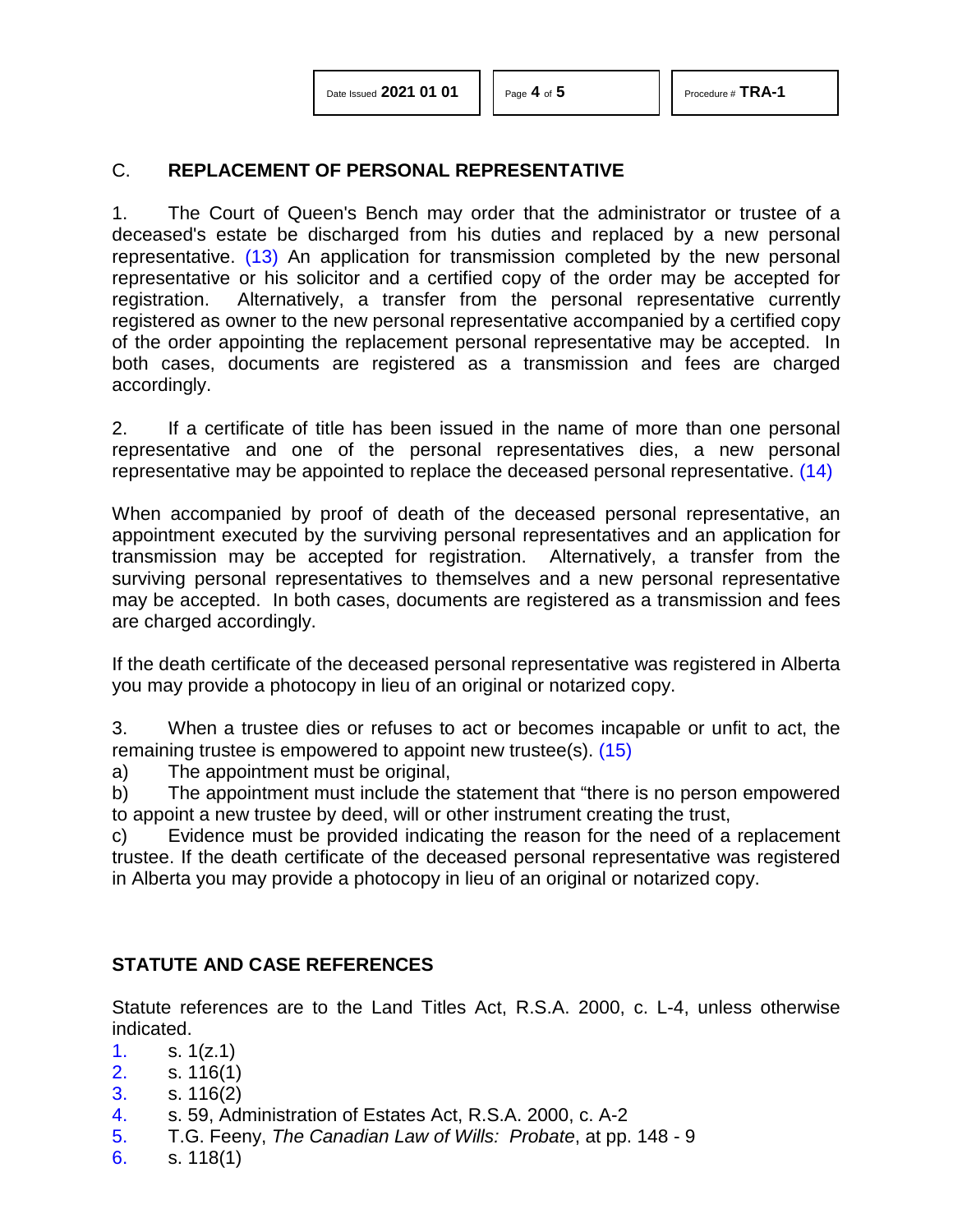## C. REPLACEMENT OF PERSONAL REPRESENTATIVE

1. The Court of Queen's Bench may order that the administrator or trustee of a deceased's estate be discharged from his duties and replaced by a new personal representative. (13) An application for transmission completed by the new personal representative or his solicitor and a certified copy of the order may be accepted for registration. Alternatively, a transfer from the personal representative currently registered as owner to the new personal representative accompanied by a certified copy of the order appointing the replacement personal representative may be accepted. In both cases, documents are registered as a transmission and fees are charged accordingly.

2. If a certificate of title has been issued in the name of more than one personal representative and one of the personal representatives dies, a new personal representative may be appointed to replace the deceased personal representative. (14)

When accompanied by proof of death of the deceased personal representative, an appointment executed by the surviving personal representatives and an application for transmission may be accepted for registration. Alternatively, a transfer from the surviving personal representatives to themselves and a new personal representative may be accepted. In both cases, documents are registered as a transmission and fees are charged accordingly.

If the death certificate of the deceased personal representative was registered in Alberta you may provide a photocopy in lieu of an original or notarized copy.

3. When a trustee dies or refuses to act or becomes incapable or unfit to act, the remaining trustee is empowered to appoint new trustee(s). (15)

a) The appointment must be original,

b) The appointment must include the statement that "there is no person empowered to appoint a new trustee by deed, will or other instrument creating the trust,

c) Evidence must be provided indicating the reason for the need of a replacement trustee. If the death certificate of the deceased personal representative was registered in Alberta you may provide a photocopy in lieu of an original or notarized copy.

## STATUTE AND CASE REFERENCES

Statute references are to the Land Titles Act, R.S.A. 2000, c. L-4, unless otherwise indicated.

1. s. 1(z.1)
2. s. 116(1)
3. s. 116(2)
4. s. 59, Administration of Estates Act, R.S.A. 2000, c. A-2
5. T.G. Feeny, *The Canadian Law of Wills: Probate*, at pp. 148 - 9
6. s. 118(1)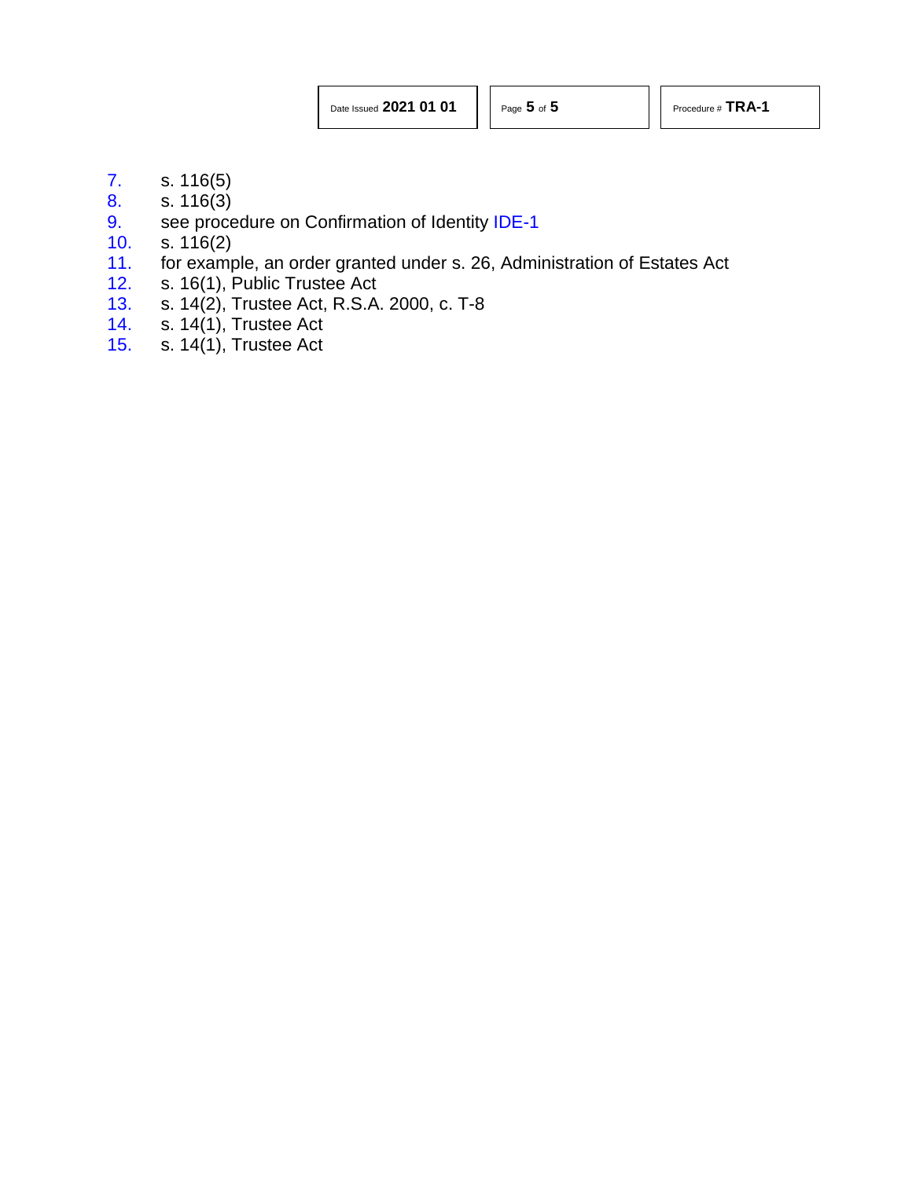7. s. 116(5)
8. s. 116(3)
9. see procedure on Confirmation of Identity IDE-1
10. s. 116(2)
11. for example, an order granted under s. 26, Administration of Estates Act
12. s. 16(1), Public Trustee Act
13. s. 14(2), Trustee Act, R.S.A. 2000, c. T-8
14. s. 14(1), Trustee Act
15. s. 14(1), Trustee Act